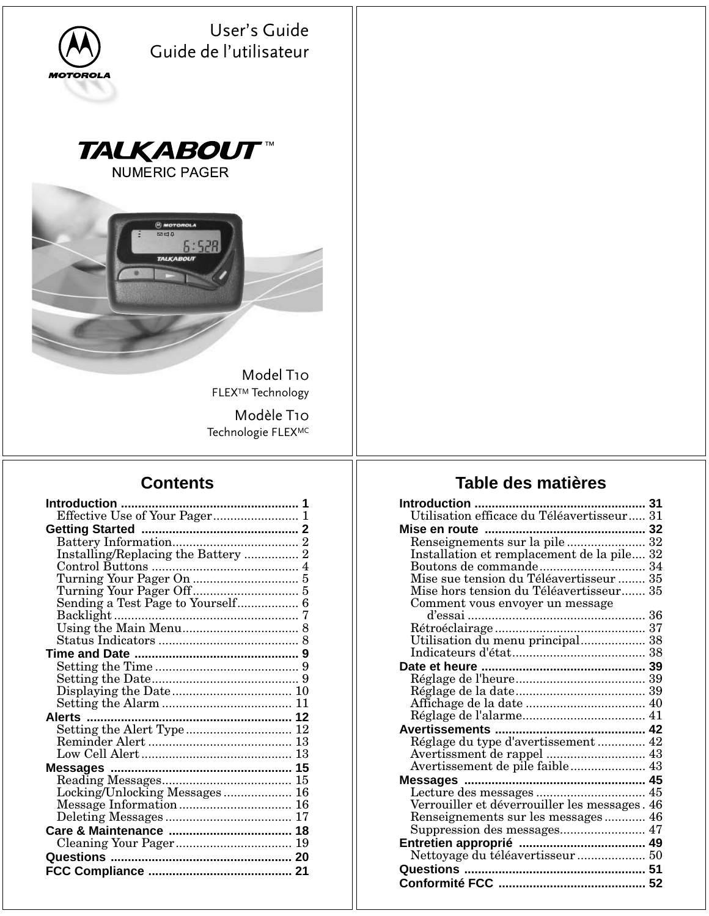# User's Guide
# Guide de l'utilisateur

MOTOROLA

TALKABOUT™
NUMERIC PAGER

Model T10
FLEX™ Technology

Modèle T10
Technologie FLEX[MC]

## Contents

| | |
|---|---|
| **Introduction** | **1** |
| Effective Use of Your Pager | 1 |
| **Getting Started** | **2** |
| Battery Information | 2 |
| Installing/Replacing the Battery | 2 |
| Control Buttons | 4 |
| Turning Your Pager On | 5 |
| Turning Your Pager Off | 5 |
| Sending a Test Page to Yourself | 6 |
| Backlight | 7 |
| Using the Main Menu | 8 |
| Status Indicators | 8 |
| **Time and Date** | **9** |
| Setting the Time | 9 |
| Setting the Date | 9 |
| Displaying the Date | 10 |
| Setting the Alarm | 11 |
| **Alerts** | **12** |
| Setting the Alert Type | 12 |
| Reminder Alert | 13 |
| Low Cell Alert | 13 |
| **Messages** | **15** |
| Reading Messages | 15 |
| Locking/Unlocking Messages | 16 |
| Message Information | 16 |
| Deleting Messages | 17 |
| **Care & Maintenance** | **18** |
| Cleaning Your Pager | 19 |
| **Questions** | **20** |
| **FCC Compliance** | **21** |

## Table des matières

| | |
|---|---|
| **Introduction** | **31** |
| Utilisation efficace du Téléavertisseur | 31 |
| **Mise en route** | **32** |
| Renseignements sur la pile | 32 |
| Installation et remplacement de la pile | 32 |
| Boutons de commande | 34 |
| Mise sue tension du Téléavertisseur | 35 |
| Mise hors tension du Téléavertisseur | 35 |
| Comment vous envoyer un message d'essai | 36 |
| Rétroéclairage | 37 |
| Utilisation du menu principal | 38 |
| Indicateurs d'état | 38 |
| **Date et heure** | **39** |
| Réglage de l'heure | 39 |
| Réglage de la date | 39 |
| Affichage de la date | 40 |
| Réglage de l'alarme | 41 |
| **Avertissements** | **42** |
| Réglage du type d'avertissement | 42 |
| Avertissment de rappel | 43 |
| Avertissement de pile faible | 43 |
| **Messages** | **45** |
| Lecture des messages | 45 |
| Verrouiller et déverrouiller les messages | 46 |
| Renseignements sur les messages | 46 |
| Suppression des messages | 47 |
| **Entretien approprié** | **49** |
| Nettoyage du téléavertisseur | 50 |
| **Questions** | **51** |
| **Conformité FCC** | **52** |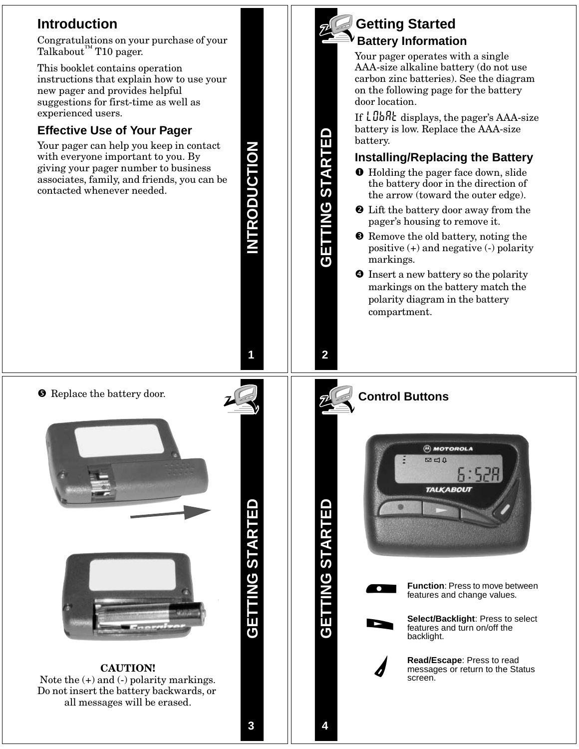# Introduction

Congratulations on your purchase of your Talkabout™ T10 pager.

This booklet contains operation instructions that explain how to use your new pager and provides helpful suggestions for first-time as well as experienced users.

## Effective Use of Your Pager

Your pager can help you keep in contact with everyone important to you. By giving your pager number to business associates, family, and friends, you can be contacted whenever needed.

# Getting Started

## Battery Information

Your pager operates with a single AAA-size alkaline battery (do not use carbon zinc batteries). See the diagram on the following page for the battery door location.

If LObAt displays, the pager's AAA-size battery is low. Replace the AAA-size battery.

## Installing/Replacing the Battery

1. Holding the pager face down, slide the battery door in the direction of the arrow (toward the outer edge).
2. Lift the battery door away from the pager's housing to remove it.
3. Remove the old battery, noting the positive (+) and negative (-) polarity markings.
4. Insert a new battery so the polarity markings on the battery match the polarity diagram in the battery compartment.
5. Replace the battery door.

**CAUTION!**
Note the (+) and (-) polarity markings. Do not insert the battery backwards, or all messages will be erased.

## Control Buttons

**Function**: Press to move between features and change values.

**Select/Backlight**: Press to select features and turn on/off the backlight.

**Read/Escape**: Press to read messages or return to the Status screen.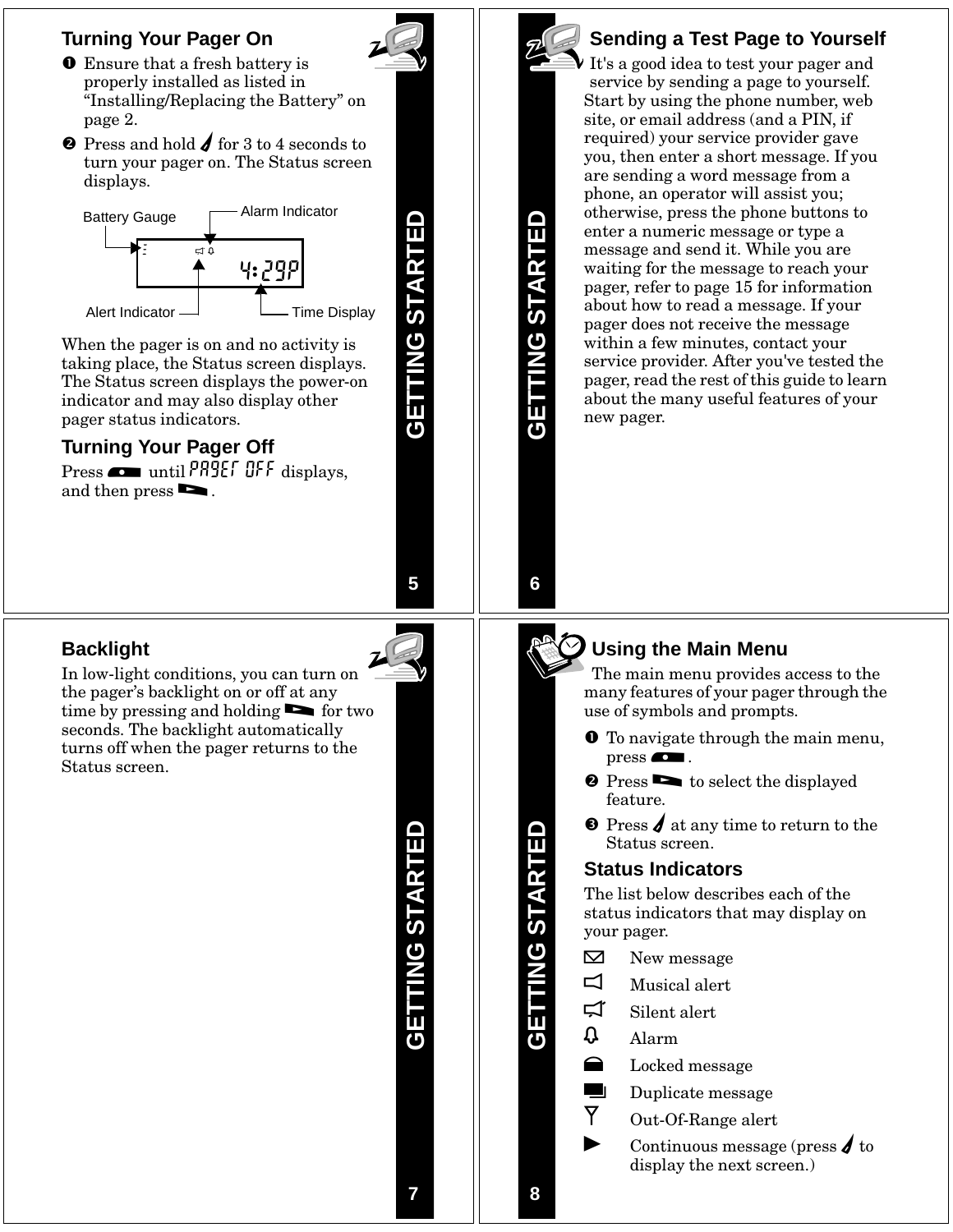## Turning Your Pager On

1. Ensure that a fresh battery is properly installed as listed in “Installing/Replacing the Battery” on page 2.
2. Press and hold for 3 to 4 seconds to turn your pager on. The Status screen displays.

Battery Gauge — Alarm Indicator — Alert Indicator — Time Display

4:29P

When the pager is on and no activity is taking place, the Status screen displays. The Status screen displays the power-on indicator and may also display other pager status indicators.

## Turning Your Pager Off

Press until PAGER OFF displays, and then press .

## Sending a Test Page to Yourself

It's a good idea to test your pager and service by sending a page to yourself. Start by using the phone number, web site, or email address (and a PIN, if required) your service provider gave you, then enter a short message. If you are sending a word message from a phone, an operator will assist you; otherwise, press the phone buttons to enter a numeric message or type a message and send it. While you are waiting for the message to reach your pager, refer to page 15 for information about how to read a message. If your pager does not receive the message within a few minutes, contact your service provider. After you've tested the pager, read the rest of this guide to learn about the many useful features of your new pager.

## Backlight

In low-light conditions, you can turn on the pager’s backlight on or off at any time by pressing and holding for two seconds. The backlight automatically turns off when the pager returns to the Status screen.

## Using the Main Menu

The main menu provides access to the many features of your pager through the use of symbols and prompts.

1. To navigate through the main menu, press .
2. Press to select the displayed feature.
3. Press at any time to return to the Status screen.

## Status Indicators

The list below describes each of the status indicators that may display on your pager.

- ✉ New message
- Musical alert
- Silent alert
- Alarm
- Locked message
- Duplicate message
- Out-Of-Range alert
- ► Continuous message (press to display the next screen.)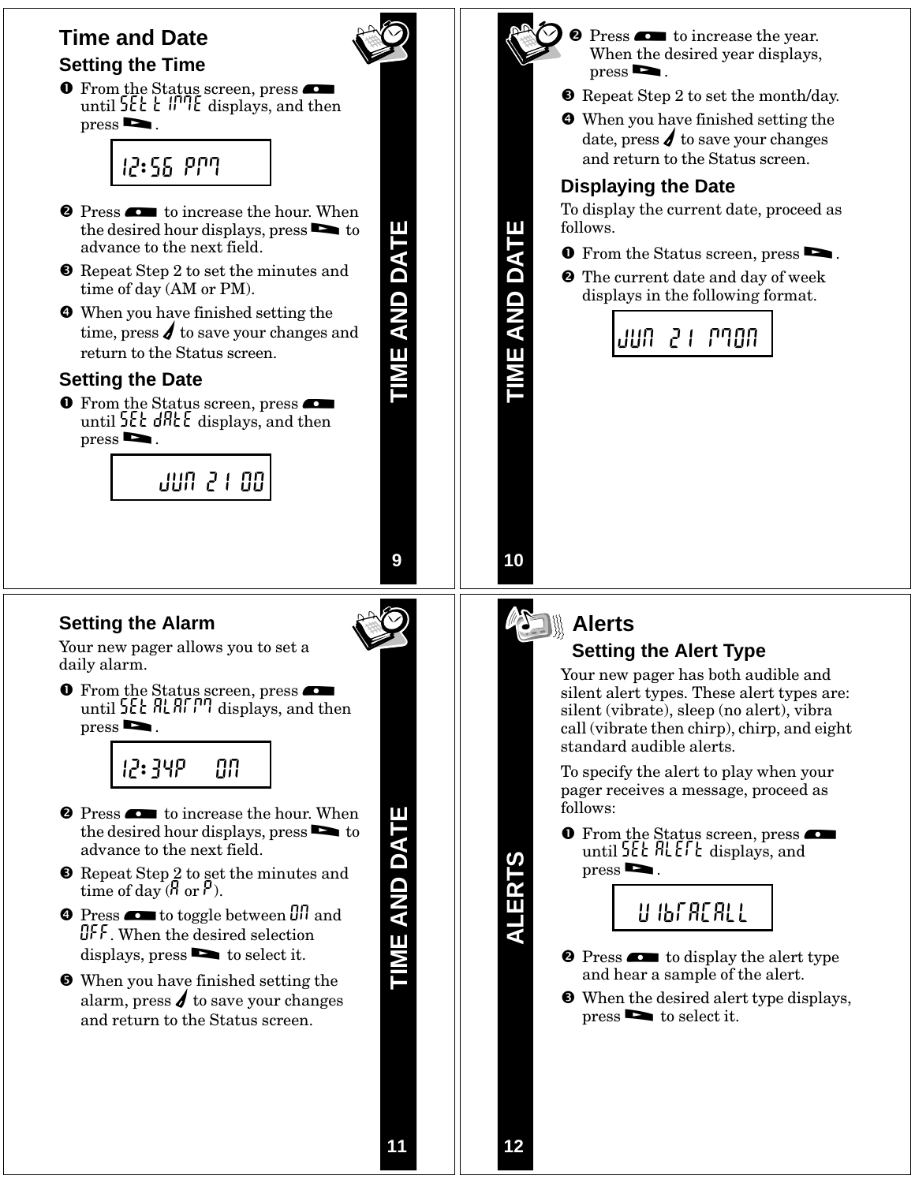# Time and Date

## Setting the Time

1. From the Status screen, press until SEt tIME displays, and then press .

   12:56 PM

2. Press to increase the hour. When the desired hour displays, press to advance to the next field.
3. Repeat Step 2 to set the minutes and time of day (AM or PM).
4. When you have finished setting the time, press to save your changes and return to the Status screen.

## Setting the Date

1. From the Status screen, press until SEt dAtE displays, and then press .

   JUN 21 00

2. Press to increase the year. When the desired year displays, press .
3. Repeat Step 2 to set the month/day.
4. When you have finished setting the date, press to save your changes and return to the Status screen.

## Displaying the Date

To display the current date, proceed as follows:

1. From the Status screen, press .
2. The current date and day of week displays in the following format.

   JUN 21 MON

## Setting the Alarm

Your new pager allows you to set a daily alarm.

1. From the Status screen, press until SEt ALArM displays, and then press .

   12:34P ON

2. Press to increase the hour. When the desired hour displays, press to advance to the next field.
3. Repeat Step 2 to set the minutes and time of day (A or P).
4. Press to toggle between ON and OFF. When the desired selection displays, press to select it.
5. When you have finished setting the alarm, press to save your changes and return to the Status screen.

# Alerts

## Setting the Alert Type

Your new pager has both audible and silent alert types. These alert types are: silent (vibrate), sleep (no alert), vibra call (vibrate then chirp), chirp, and eight standard audible alerts.

To specify the alert to play when your pager receives a message, proceed as follows:

1. From the Status screen, press until SEt ALErt displays, and press .

   VIbrACALL

2. Press to display the alert type and hear a sample of the alert.
3. When the desired alert type displays, press to select it.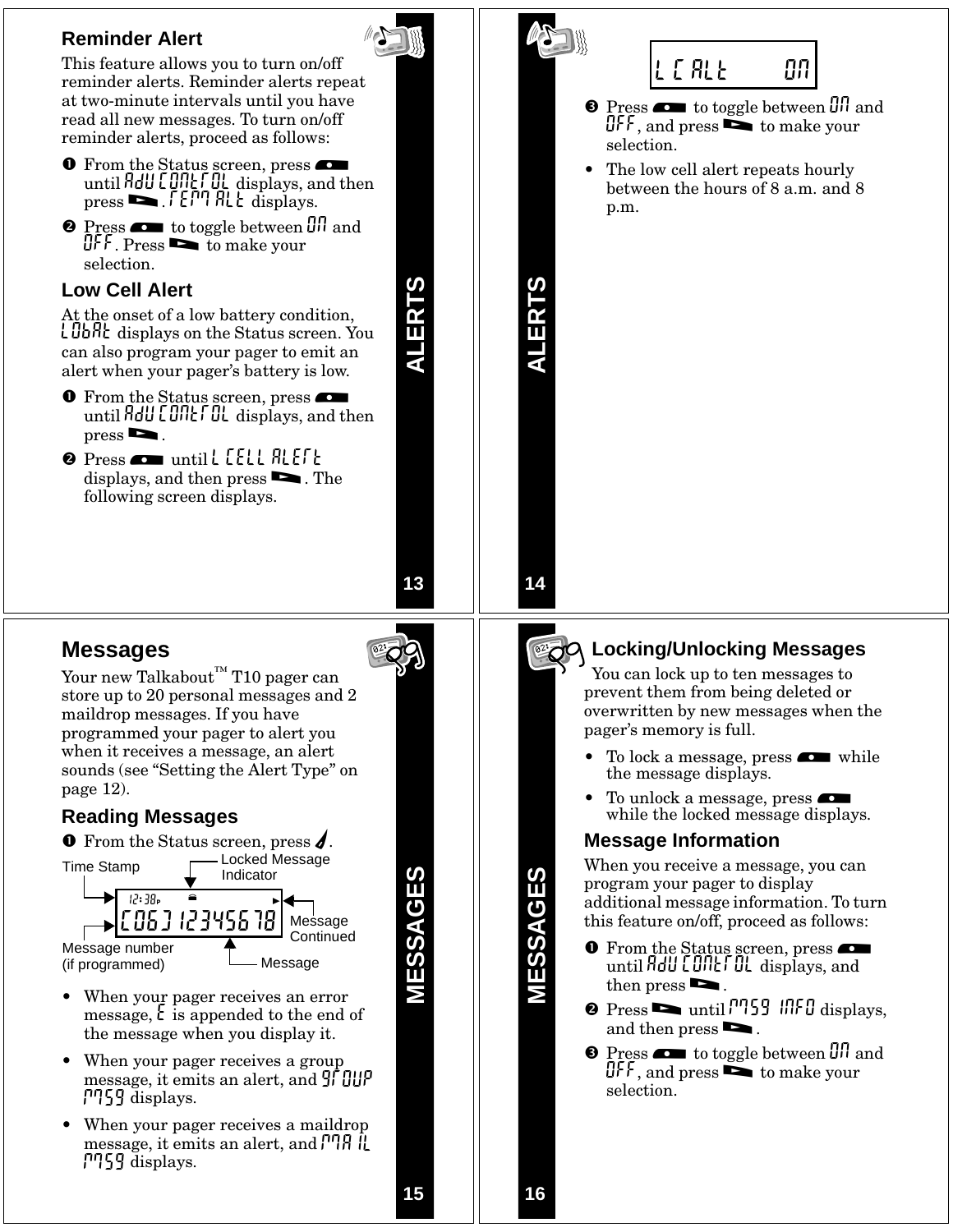## Reminder Alert

This feature allows you to turn on/off reminder alerts. Reminder alerts repeat at two-minute intervals until you have read all new messages. To turn on/off reminder alerts, proceed as follows:

➊ From the Status screen, press until AdU CONtrOL displays, and then press . rEM ALt displays.

➋ Press to toggle between ON and OFF. Press to make your selection.

## Low Cell Alert

At the onset of a low battery condition, LObAt displays on the Status screen. You can also program your pager to emit an alert when your pager's battery is low.

➊ From the Status screen, press until AdU CONtrOL displays, and then press .

➋ Press until L CELL ALErt displays, and then press . The following screen displays.

L C ALt ON

➌ Press to toggle between ON and OFF, and press to make your selection.

- The low cell alert repeats hourly between the hours of 8 a.m. and 8 p.m.

## Messages

Your new Talkabout™ T10 pager can store up to 20 personal messages and 2 maildrop messages. If you have programmed your pager to alert you when it receives a message, an alert sounds (see "Setting the Alert Type" on page 12).

## Reading Messages

➊ From the Status screen, press .

Time Stamp — Locked Message Indicator — Message Continued — Message number (if programmed) — Message

12:38P
[06] 12345678

- When your pager receives an error message, E is appended to the end of the message when you display it.
- When your pager receives a group message, it emits an alert, and grOUP MSg displays.
- When your pager receives a maildrop message, it emits an alert, and MAIL MSg displays.

## Locking/Unlocking Messages

You can lock up to ten messages to prevent them from being deleted or overwritten by new messages when the pager's memory is full.

- To lock a message, press while the message displays.
- To unlock a message, press while the locked message displays.

## Message Information

When you receive a message, you can program your pager to display additional message information. To turn this feature on/off, proceed as follows:

➊ From the Status screen, press until AdU CONtrOL displays, and then press .

➋ Press until MSg INFO displays, and then press .

➌ Press to toggle between ON and OFF, and press to make your selection.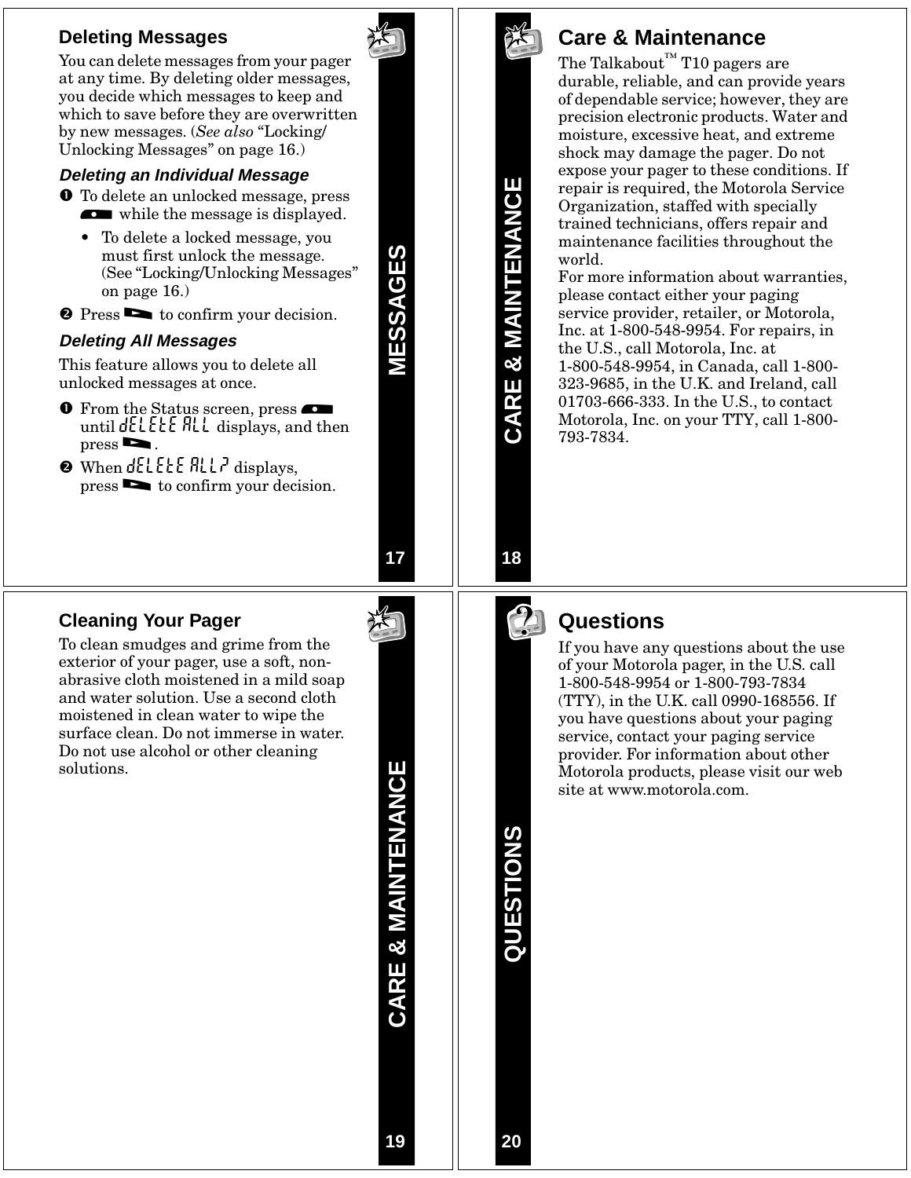## Deleting Messages

You can delete messages from your pager at any time. By deleting older messages, you decide which messages to keep and which to save before they are overwritten by new messages. (*See also* "Locking/Unlocking Messages" on page 16.)

### *Deleting an Individual Message*

❶ To delete an unlocked message, press ▬ while the message is displayed.

- To delete a locked message, you must first unlock the message. (See "Locking/Unlocking Messages" on page 16.)

❷ Press ▶ to confirm your decision.

### *Deleting All Messages*

This feature allows you to delete all unlocked messages at once.

❶ From the Status screen, press ▬ until dELEtE ALL displays, and then press ▶.

❷ When dELEtE ALL? displays, press ▶ to confirm your decision.

## Care & Maintenance

The Talkabout™ T10 pagers are durable, reliable, and can provide years of dependable service; however, they are precision electronic products. Water and moisture, excessive heat, and extreme shock may damage the pager. Do not expose your pager to these conditions. If repair is required, the Motorola Service Organization, staffed with specially trained technicians, offers repair and maintenance facilities throughout the world.

For more information about warranties, please contact either your paging service provider, retailer, or Motorola, Inc. at 1-800-548-9954. For repairs, in the U.S., call Motorola, Inc. at 1-800-548-9954, in Canada, call 1-800-323-9685, in the U.K. and Ireland, call 01703-666-333. In the U.S., to contact Motorola, Inc. on your TTY, call 1-800-793-7834.

## Cleaning Your Pager

To clean smudges and grime from the exterior of your pager, use a soft, non-abrasive cloth moistened in a mild soap and water solution. Use a second cloth moistened in clean water to wipe the surface clean. Do not immerse in water. Do not use alcohol or other cleaning solutions.

## Questions

If you have any questions about the use of your Motorola pager, in the U.S. call 1-800-548-9954 or 1-800-793-7834 (TTY), in the U.K. call 0990-168556. If you have questions about your paging service, contact your paging service provider. For information about other Motorola products, please visit our web site at www.motorola.com.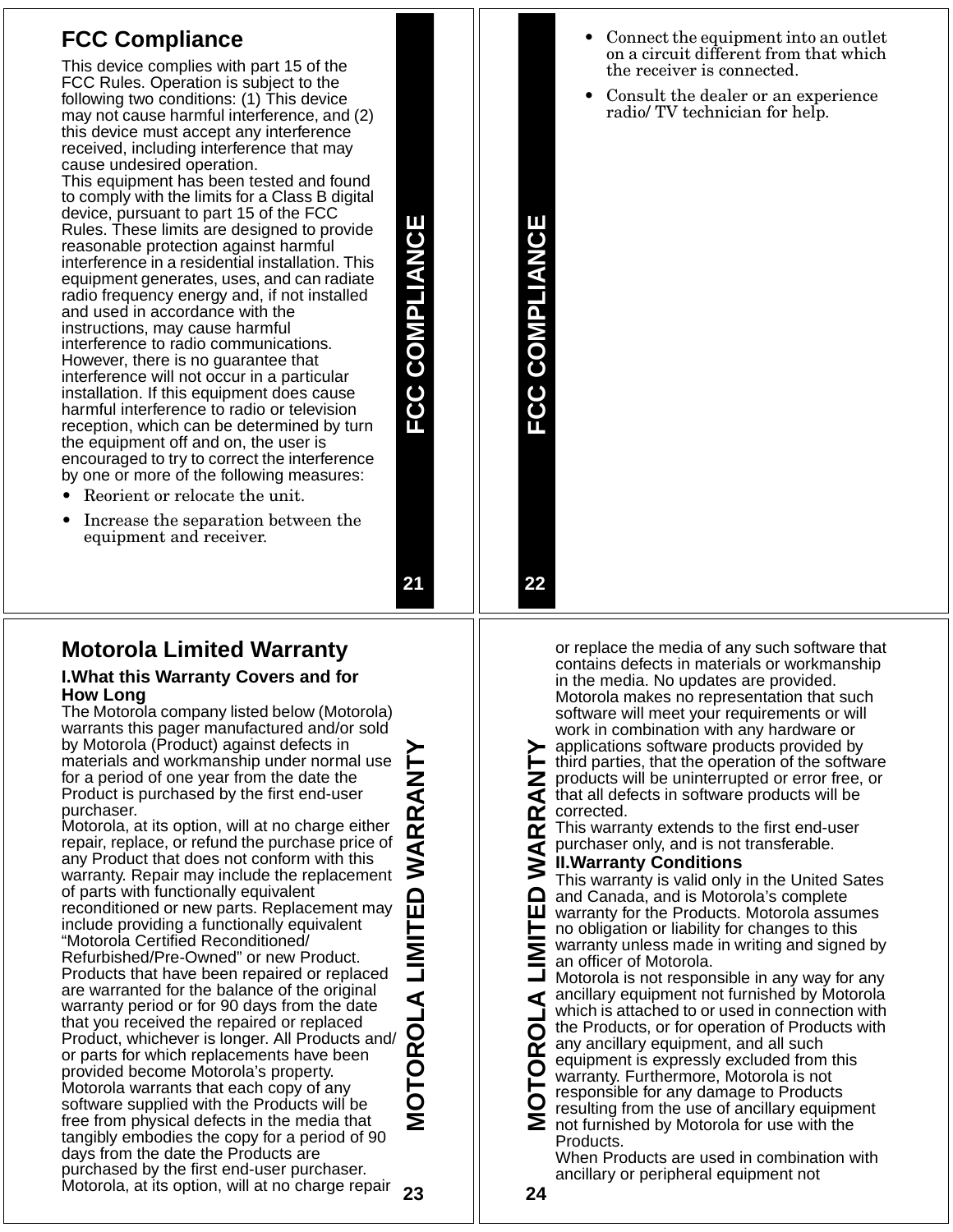## FCC Compliance

This device complies with part 15 of the FCC Rules. Operation is subject to the following two conditions: (1) This device may not cause harmful interference, and (2) this device must accept any interference received, including interference that may cause undesired operation.

This equipment has been tested and found to comply with the limits for a Class B digital device, pursuant to part 15 of the FCC Rules. These limits are designed to provide reasonable protection against harmful interference in a residential installation. This equipment generates, uses, and can radiate radio frequency energy and, if not installed and used in accordance with the instructions, may cause harmful interference to radio communications. However, there is no guarantee that interference will not occur in a particular installation. If this equipment does cause harmful interference to radio or television reception, which can be determined by turn the equipment off and on, the user is encouraged to try to correct the interference by one or more of the following measures:

- Reorient or relocate the unit.
- Increase the separation between the equipment and receiver.
- Connect the equipment into an outlet on a circuit different from that which the receiver is connected.
- Consult the dealer or an experience radio/ TV technician for help.

## Motorola Limited Warranty

### I.What this Warranty Covers and for How Long

The Motorola company listed below (Motorola) warrants this pager manufactured and/or sold by Motorola (Product) against defects in materials and workmanship under normal use for a period of one year from the date the Product is purchased by the first end-user purchaser.

Motorola, at its option, will at no charge either repair, replace, or refund the purchase price of any Product that does not conform with this warranty. Repair may include the replacement of parts with functionally equivalent reconditioned or new parts. Replacement may include providing a functionally equivalent “Motorola Certified Reconditioned/ Refurbished/Pre-Owned” or new Product. Products that have been repaired or replaced are warranted for the balance of the original warranty period or for 90 days from the date that you received the repaired or replaced Product, whichever is longer. All Products and/ or parts for which replacements have been provided become Motorola’s property.

Motorola warrants that each copy of any software supplied with the Products will be free from physical defects in the media that tangibly embodies the copy for a period of 90 days from the date the Products are purchased by the first end-user purchaser. Motorola, at its option, will at no charge repair or replace the media of any such software that contains defects in materials or workmanship in the media. No updates are provided. Motorola makes no representation that such software will meet your requirements or will work in combination with any hardware or applications software products provided by third parties, that the operation of the software products will be uninterrupted or error free, or that all defects in software products will be corrected.

This warranty extends to the first end-user purchaser only, and is not transferable.

### II.Warranty Conditions

This warranty is valid only in the United Sates and Canada, and is Motorola’s complete warranty for the Products. Motorola assumes no obligation or liability for changes to this warranty unless made in writing and signed by an officer of Motorola.

Motorola is not responsible in any way for any ancillary equipment not furnished by Motorola which is attached to or used in connection with the Products, or for operation of Products with any ancillary equipment, and all such equipment is expressly excluded from this warranty. Furthermore, Motorola is not responsible for any damage to Products resulting from the use of ancillary equipment not furnished by Motorola for use with the Products.

When Products are used in combination with ancillary or peripheral equipment not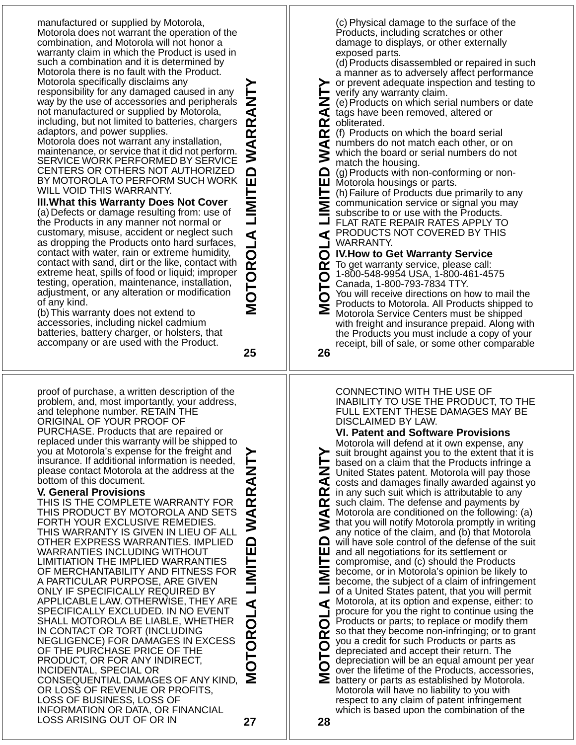manufactured or supplied by Motorola, Motorola does not warrant the operation of the combination, and Motorola will not honor a warranty claim in which the Product is used in such a combination and it is determined by Motorola there is no fault with the Product. Motorola specifically disclaims any responsibility for any damaged caused in any way by the use of accessories and peripherals not manufactured or supplied by Motorola, including, but not limited to batteries, chargers adaptors, and power supplies.
Motorola does not warrant any installation, maintenance, or service that it did not perform. SERVICE WORK PERFORMED BY SERVICE CENTERS OR OTHERS NOT AUTHORIZED BY MOTOROLA TO PERFORM SUCH WORK WILL VOID THIS WARRANTY.

**III.What this Warranty Does Not Cover**

(a) Defects or damage resulting from: use of the Products in any manner not normal or customary, misuse, accident or neglect such as dropping the Products onto hard surfaces, contact with water, rain or extreme humidity, contact with sand, dirt or the like, contact with extreme heat, spills of food or liquid; improper testing, operation, maintenance, installation, adjustment, or any alteration or modification of any kind.
(b) This warranty does not extend to accessories, including nickel cadmium batteries, battery charger, or holsters, that accompany or are used with the Product.
(c) Physical damage to the surface of the Products, including scratches or other damage to displays, or other externally exposed parts.
(d) Products disassembled or repaired in such a manner as to adversely affect performance or prevent adequate inspection and testing to verify any warranty claim.
(e) Products on which serial numbers or date tags have been removed, altered or obliterated.
(f) Products on which the board serial numbers do not match each other, or on which the board or serial numbers do not match the housing.
(g) Products with non-conforming or non-Motorola housings or parts.
(h) Failure of Products due primarily to any communication service or signal you may subscribe to or use with the Products.
FLAT RATE REPAIR RATES APPLY TO PRODUCTS NOT COVERED BY THIS WARRANTY.

**IV.How to Get Warranty Service**

To get warranty service, please call:
1-800-548-9954 USA, 1-800-461-4575 Canada, 1-800-793-7834 TTY.
You will receive directions on how to mail the Products to Motorola. All Products shipped to Motorola Service Centers must be shipped with freight and insurance prepaid. Along with the Products you must include a copy of your receipt, bill of sale, or some other comparable proof of purchase, a written description of the problem, and, most importantly, your address, and telephone number. RETAIN THE ORIGINAL OF YOUR PROOF OF PURCHASE. Products that are repaired or replaced under this warranty will be shipped to you at Motorola's expense for the freight and insurance. If additional information is needed, please contact Motorola at the address at the bottom of this document.

**V. General Provisions**

THIS IS THE COMPLETE WARRANTY FOR THIS PRODUCT BY MOTOROLA AND SETS FORTH YOUR EXCLUSIVE REMEDIES. THIS WARRANTY IS GIVEN IN LIEU OF ALL OTHER EXPRESS WARRANTIES. IMPLIED WARRANTIES INCLUDING WITHOUT LIMITIATION THE IMPLIED WARRANTIES OF MERCHANTABILITY AND FITNESS FOR A PARTICULAR PURPOSE, ARE GIVEN ONLY IF SPECIFICALLY REQUIRED BY APPLICABLE LAW. OTHERWISE, THEY ARE SPECIFICALLY EXCLUDED. IN NO EVENT SHALL MOTOROLA BE LIABLE, WHETHER IN CONTACT OR TORT (INCLUDING NEGLIGENCE) FOR DAMAGES IN EXCESS OF THE PURCHASE PRICE OF THE PRODUCT, OR FOR ANY INDIRECT, INCIDENTAL, SPECIAL OR CONSEQUENTIAL DAMAGES OF ANY KIND, OR LOSS OF REVENUE OR PROFITS, LOSS OF BUSINESS, LOSS OF INFORMATION OR DATA, OR FINANCIAL LOSS ARISING OUT OF OR IN CONNECTINO WITH THE USE OF INABILITY TO USE THE PRODUCT, TO THE FULL EXTENT THESE DAMAGES MAY BE DISCLAIMED BY LAW.

**VI. Patent and Software Provisions**

Motorola will defend at it own expense, any suit brought against you to the extent that it is based on a claim that the Products infringe a United States patent. Motorola will pay those costs and damages finally awarded against yo in any such suit which is attributable to any such claim. The defense and payments by Motorola are conditioned on the following: (a) that you will notify Motorola promptly in writing any notice of the claim, and (b) that Motorola will have sole control of the defense of the suit and all negotiations for its settlement or compromise, and (c) should the Products become, or in Motorola's opinion be likely to become, the subject of a claim of infringement of a United States patent, that you will permit Motorola, at its option and expense, either: to procure for you the right to continue using the Products or parts; to replace or modify them so that they become non-infringing; or to grant you a credit for such Products or parts as depreciated and accept their return. The depreciation will be an equal amount per year over the lifetime of the Products, accessories, battery or parts as established by Motorola.
Motorola will have no liability to you with respect to any claim of patent infringement which is based upon the combination of the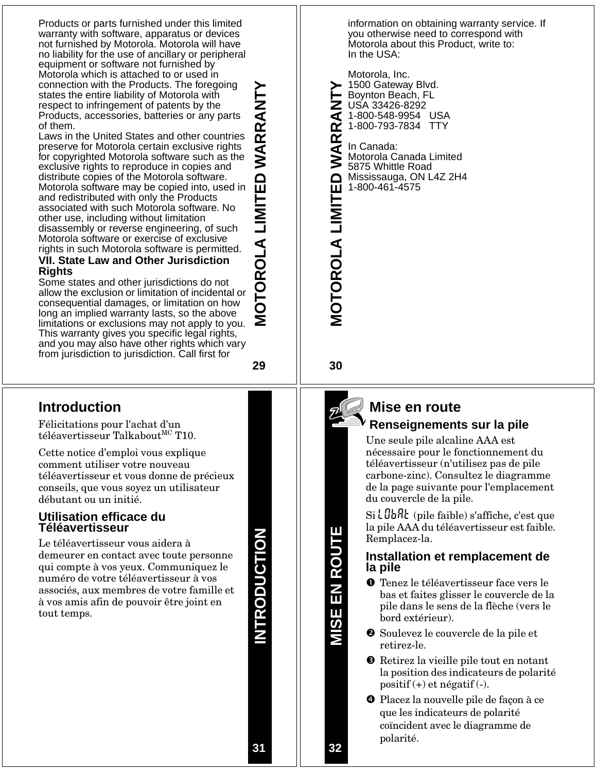Products or parts furnished under this limited warranty with software, apparatus or devices not furnished by Motorola. Motorola will have no liability for the use of ancillary or peripheral equipment or software not furnished by Motorola which is attached to or used in connection with the Products. The foregoing states the entire liability of Motorola with respect to infringement of patents by the Products, accessories, batteries or any parts of them.

Laws in the United States and other countries preserve for Motorola certain exclusive rights for copyrighted Motorola software such as the exclusive rights to reproduce in copies and distribute copies of the Motorola software. Motorola software may be copied into, used in and redistributed with only the Products associated with such Motorola software. No other use, including without limitation disassembly or reverse engineering, of such Motorola software or exercise of exclusive rights in such Motorola software is permitted.

**VII. State Law and Other Jurisdiction Rights**

Some states and other jurisdictions do not allow the exclusion or limitation of incidental or consequential damages, or limitation on how long an implied warranty lasts, so the above limitations or exclusions may not apply to you. This warranty gives you specific legal rights, and you may also have other rights which vary from jurisdiction to jurisdiction. Call first for information on obtaining warranty service. If you otherwise need to correspond with Motorola about this Product, write to:

In the USA:

Motorola, Inc.
1500 Gateway Blvd.
Boynton Beach, FL
USA 33426-8292
1-800-548-9954 USA
1-800-793-7834 TTY

In Canada:
Motorola Canada Limited
5875 Whittle Road
Mississauga, ON L4Z 2H4
1-800-461-4575

# Introduction

Félicitations pour l'achat d'un téléavertisseur Talkabout[MC] T10.

Cette notice d'emploi vous explique comment utiliser votre nouveau téléavertisseur et vous donne de précieux conseils, que vous soyez un utilisateur débutant ou un initié.

## Utilisation efficace du Téléavertisseur

Le téléavertisseur vous aidera à demeurer en contact avec toute personne qui compte à vos yeux. Communiquez le numéro de votre téléavertisseur à vos associés, aux membres de votre famille et à vos amis afin de pouvoir être joint en tout temps.

# Mise en route

## Renseignements sur la pile

Une seule pile alcaline AAA est nécessaire pour le fonctionnement du téléavertisseur (n'utilisez pas de pile carbone-zinc). Consultez le diagramme de la page suivante pour l'emplacement du couvercle de la pile.

Si LObAt (pile faible) s'affiche, c'est que la pile AAA du téléavertisseur est faible. Remplacez-la.

## Installation et remplacement de la pile

1. Tenez le téléavertisseur face vers le bas et faites glisser le couvercle de la pile dans le sens de la flèche (vers le bord extérieur).
2. Soulevez le couvercle de la pile et retirez-le.
3. Retirez la vieille pile tout en notant la position des indicateurs de polarité positif (+) et négatif (-).
4. Placez la nouvelle pile de façon à ce que les indicateurs de polarité coïncident avec le diagramme de polarité.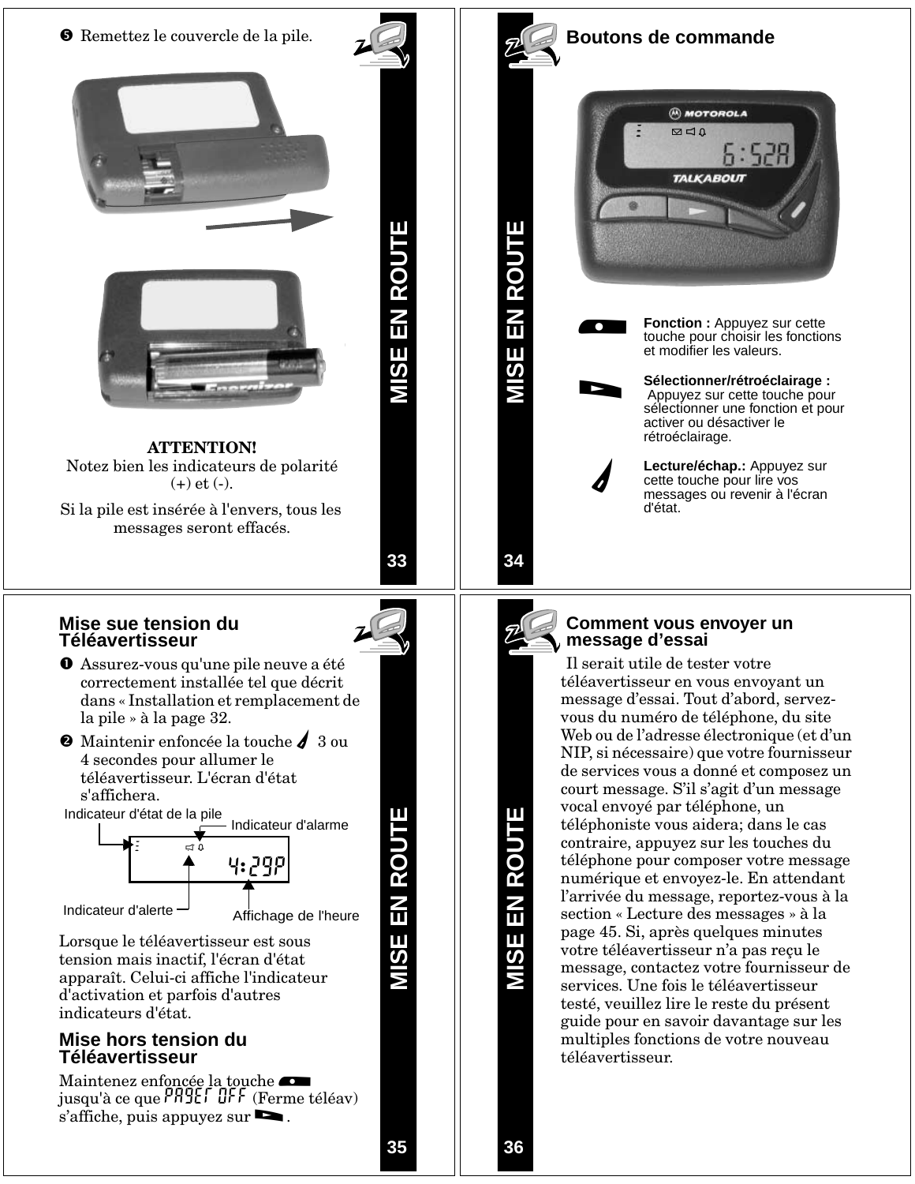❺ Remettez le couvercle de la pile.

**ATTENTION!**
Notez bien les indicateurs de polarité (+) et (-).

Si la pile est insérée à l'envers, tous les messages seront effacés.

## Boutons de commande

**Fonction :** Appuyez sur cette touche pour choisir les fonctions et modifier les valeurs.

**Sélectionner/rétroéclairage :** Appuyez sur cette touche pour sélectionner une fonction et pour activer ou désactiver le rétroéclairage.

**Lecture/échap.:** Appuyez sur cette touche pour lire vos messages ou revenir à l'écran d'état.

## Mise sue tension du Téléavertisseur

❶ Assurez-vous qu'une pile neuve a été correctement installée tel que décrit dans « Installation et remplacement de la pile » à la page 32.

❷ Maintenir enfoncée la touche 3 ou 4 secondes pour allumer le téléavertisseur. L'écran d'état s'affichera.

Indicateur d'état de la pile — Indicateur d'alarme — Indicateur d'alerte — Affichage de l'heure

Lorsque le téléavertisseur est sous tension mais inactif, l'écran d'état apparaît. Celui-ci affiche l'indicateur d'activation et parfois d'autres indicateurs d'état.

## Mise hors tension du Téléavertisseur

Maintenez enfoncée la touche jusqu'à ce que PAGER OFF (Ferme téléav) s'affiche, puis appuyez sur .

## Comment vous envoyer un message d'essai

Il serait utile de tester votre téléavertisseur en vous envoyant un message d'essai. Tout d'abord, servez-vous du numéro de téléphone, du site Web ou de l'adresse électronique (et d'un NIP, si nécessaire) que votre fournisseur de services vous a donné et composez un court message. S'il s'agit d'un message vocal envoyé par téléphone, un téléphoniste vous aidera; dans le cas contraire, appuyez sur les touches du téléphone pour composer votre message numérique et envoyez-le. En attendant l'arrivée du message, reportez-vous à la section « Lecture des messages » à la page 45. Si, après quelques minutes votre téléavertisseur n'a pas reçu le message, contactez votre fournisseur de services. Une fois le téléavertisseur testé, veuillez lire le reste du présent guide pour en savoir davantage sur les multiples fonctions de votre nouveau téléavertisseur.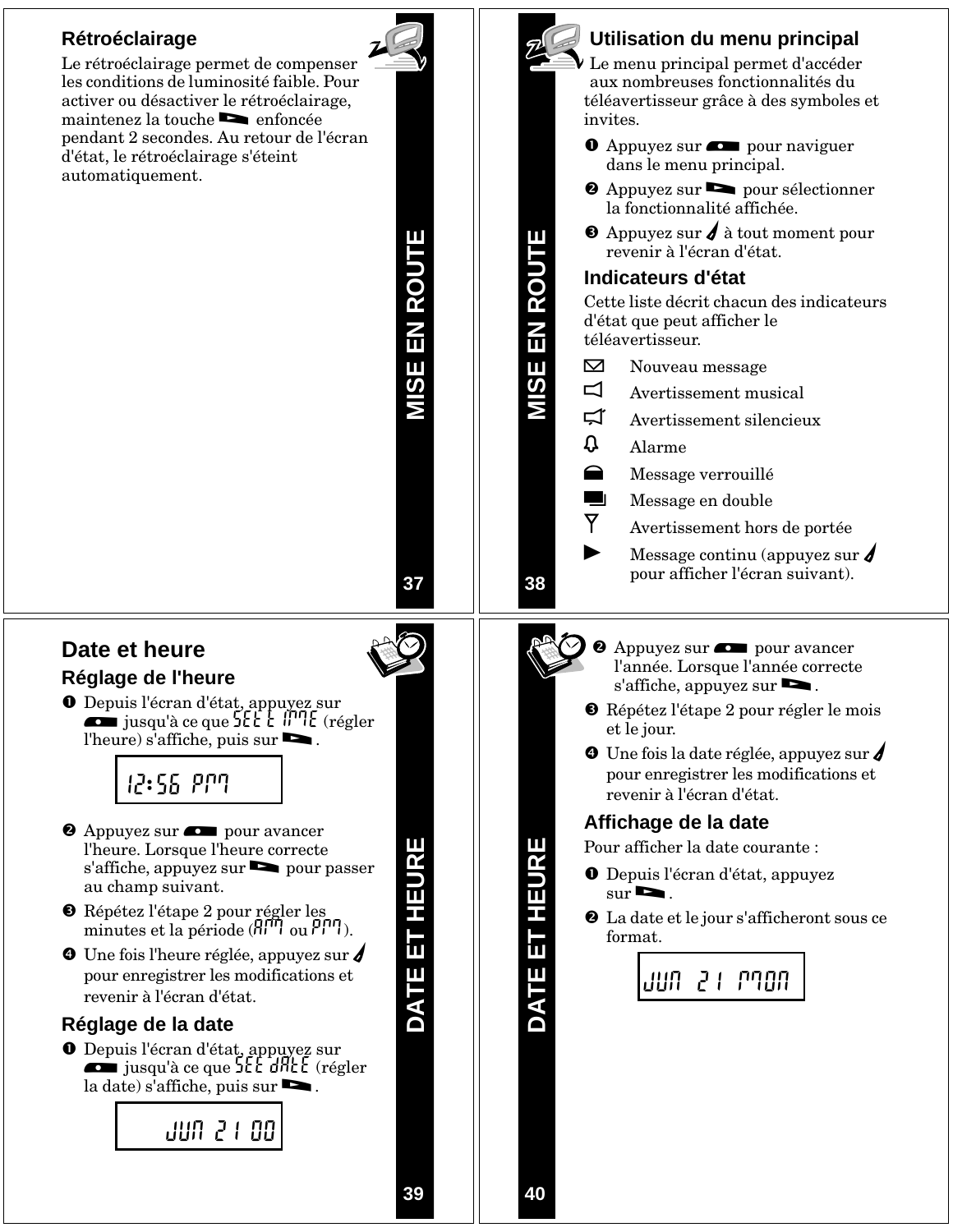## Rétroéclairage

Le rétroéclairage permet de compenser les conditions de luminosité faible. Pour activer ou désactiver le rétroéclairage, maintenez la touche ▬► enfoncée pendant 2 secondes. Au retour de l'écran d'état, le rétroéclairage s'éteint automatiquement.

## Utilisation du menu principal

Le menu principal permet d'accéder aux nombreuses fonctionnalités du téléavertisseur grâce à des symboles et invites.

1. Appuyez sur ▬●▬ pour naviguer dans le menu principal.
2. Appuyez sur ▬► pour sélectionner la fonctionnalité affichée.
3. Appuyez sur ◢ à tout moment pour revenir à l'écran d'état.

## Indicateurs d'état

Cette liste décrit chacun des indicateurs d'état que peut afficher le téléavertisseur.

- ✉ Nouveau message
- Avertissement musical
- Avertissement silencieux
- Alarme
- Message verrouillé
- Message en double
- Avertissement hors de portée
- ► Message continu (appuyez sur ◢ pour afficher l'écran suivant).

# Date et heure

## Réglage de l'heure

1. Depuis l'écran d'état, appuyez sur ▬●▬ jusqu'à ce que SET TIME (régler l'heure) s'affiche, puis sur ▬►.

   12:56 PM

2. Appuyez sur ▬●▬ pour avancer l'heure. Lorsque l'heure correcte s'affiche, appuyez sur ▬► pour passer au champ suivant.
3. Répétez l'étape 2 pour régler les minutes et la période (AM ou PM).
4. Une fois l'heure réglée, appuyez sur ◢ pour enregistrer les modifications et revenir à l'écran d'état.

## Réglage de la date

1. Depuis l'écran d'état, appuyez sur ▬●▬ jusqu'à ce que SET DATE (régler la date) s'affiche, puis sur ▬►.

   JUN 21 00

2. Appuyez sur ▬●▬ pour avancer l'année. Lorsque l'année correcte s'affiche, appuyez sur ▬►.
3. Répétez l'étape 2 pour régler le mois et le jour.
4. Une fois la date réglée, appuyez sur ◢ pour enregistrer les modifications et revenir à l'écran d'état.

## Affichage de la date

Pour afficher la date courante :

1. Depuis l'écran d'état, appuyez sur ▬►.
2. La date et le jour s'afficheront sous ce format.

   JUN 21 MON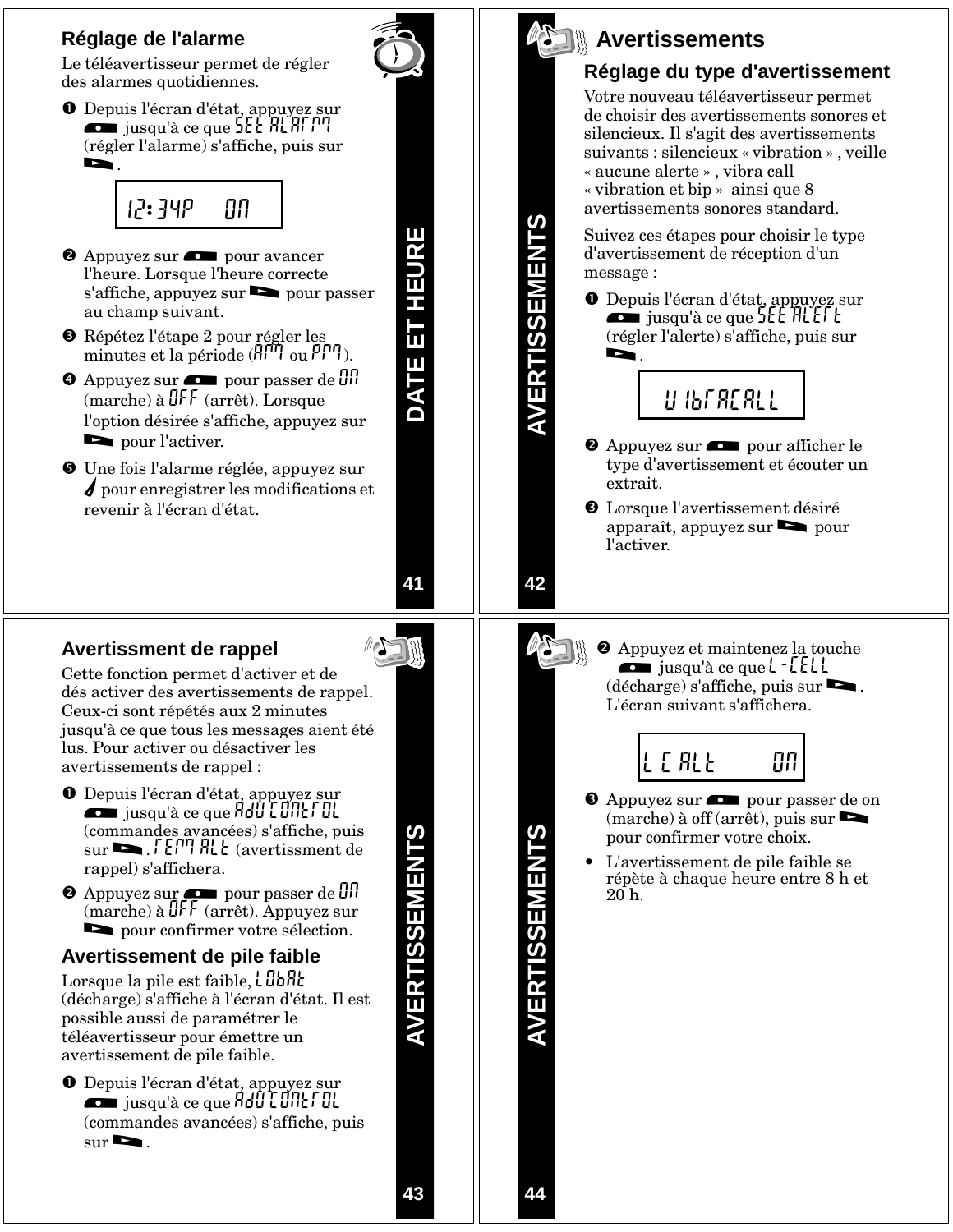## Réglage de l'alarme

Le téléavertisseur permet de régler des alarmes quotidiennes.

❶ Depuis l'écran d'état, appuyez sur ▬ jusqu'à ce que SET ALARM (régler l'alarme) s'affiche, puis sur ►.

```
12:34P   ON
```

❷ Appuyez sur ▬ pour avancer l'heure. Lorsque l'heure correcte s'affiche, appuyez sur ► pour passer au champ suivant.

❸ Répétez l'étape 2 pour régler les minutes et la période (AM ou PM).

❹ Appuyez sur ▬ pour passer de ON (marche) à OFF (arrêt). Lorsque l'option désirée s'affiche, appuyez sur ► pour l'activer.

❺ Une fois l'alarme réglée, appuyez sur ✓ pour enregistrer les modifications et revenir à l'écran d'état.

# Avertissements

## Réglage du type d'avertissement

Votre nouveau téléavertisseur permet de choisir des avertissements sonores et silencieux. Il s'agit des avertissements suivants : silencieux « vibration » , veille « aucune alerte » , vibra call « vibration et bip » ainsi que 8 avertissements sonores standard.

Suivez ces étapes pour choisir le type d'avertissement de réception d'un message :

❶ Depuis l'écran d'état, appuyez sur ▬ jusqu'à ce que SET ALERT (régler l'alerte) s'affiche, puis sur ►.

```
VIBRACALL
```

❷ Appuyez sur ▬ pour afficher le type d'avertissement et écouter un extrait.

❸ Lorsque l'avertissement désiré apparaît, appuyez sur ► pour l'activer.

## Avertissment de rappel

Cette fonction permet d'activer et de dés activer des avertissements de rappel. Ceux-ci sont répétés aux 2 minutes jusqu'à ce que tous les messages aient été lus. Pour activer ou désactiver les avertissements de rappel :

❶ Depuis l'écran d'état, appuyez sur ▬ jusqu'à ce que ADV CONTROL (commandes avancées) s'affiche, puis sur ►. REM ALT (avertissment de rappel) s'affichera.

❷ Appuyez sur ▬ pour passer de ON (marche) à OFF (arrêt). Appuyez sur ► pour confirmer votre sélection.

## Avertissement de pile faible

Lorsque la pile est faible, LOBAT (décharge) s'affiche à l'écran d'état. Il est possible aussi de paramétrer le téléavertisseur pour émettre un avertissement de pile faible.

❶ Depuis l'écran d'état, appuyez sur ▬ jusqu'à ce que ADV CONTROL (commandes avancées) s'affiche, puis sur ►.

❷ Appuyez et maintenez la touche ▬ jusqu'à ce que L-CELL (décharge) s'affiche, puis sur ►. L'écran suivant s'affichera.

```
LC ALT     ON
```

❸ Appuyez sur ▬ pour passer de on (marche) à off (arrêt), puis sur ► pour confirmer votre choix.

- L'avertissement de pile faible se répète à chaque heure entre 8 h et 20 h.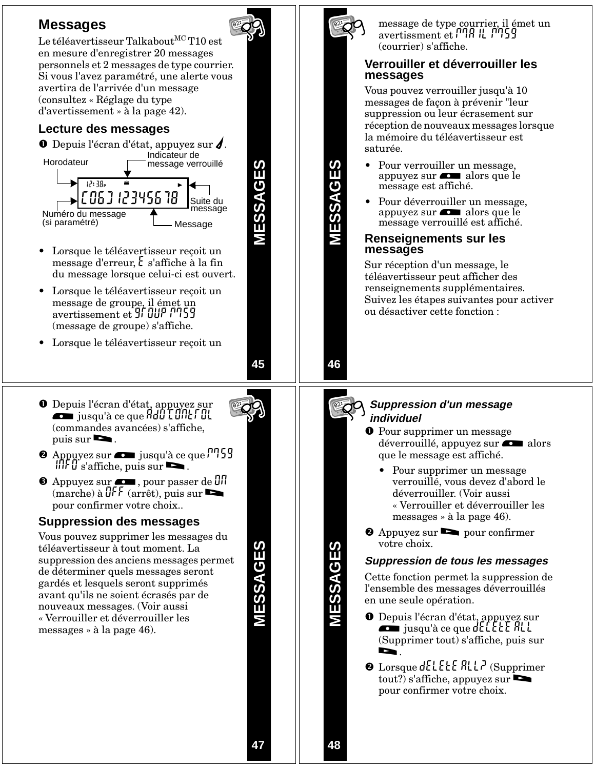## Messages

Le téléavertisseur Talkabout[MC] T10 est en mesure d'enregistrer 20 messages personnels et 2 messages de type courrier. Si vous l'avez paramétré, une alerte vous avertira de l'arrivée d'un message (consultez « Réglage du type d'avertissement » à la page 42).

### Lecture des messages

❶ Depuis l'écran d'état, appuyez sur .

Horodateur — Indicateur de message verrouillé — Suite du message — Numéro du message (si paramétré) — Message

12:38P
[06] 12345678

- Lorsque le téléavertisseur reçoit un message d'erreur, E s'affiche à la fin du message lorsque celui-ci est ouvert.
- Lorsque le téléavertisseur reçoit un message de groupe, il émet un avertissement et 9rOUP M59 (message de groupe) s'affiche.
- Lorsque le téléavertisseur reçoit un message de type courrier, il émet un avertissement et MAIL M59 (courrier) s'affiche.

### Verrouiller et déverrouiller les messages

Vous pouvez verrouiller jusqu'à 10 messages de façon à prévenir "leur suppression ou leur écrasement sur réception de nouveaux messages lorsque la mémoire du téléavertisseur est saturée.

- Pour verrouiller un message, appuyez sur  alors que le message est affiché.
- Pour déverrouiller un message, appuyez sur  alors que le message verrouillé est affiché.

### Renseignements sur les messages

Sur réception d'un message, le téléavertisseur peut afficher des renseignements supplémentaires. Suivez les étapes suivantes pour activer ou désactiver cette fonction :

❶ Depuis l'écran d'état, appuyez sur  jusqu'à ce que AdU CONtrOL (commandes avancées) s'affiche, puis sur .

❷ Appuyez sur  jusqu'à ce que M59 INFO s'affiche, puis sur .

❸ Appuyez sur , pour passer de ON (marche) à OFF (arrêt), puis sur  pour confirmer votre choix..

### Suppression des messages

Vous pouvez supprimer les messages du téléavertisseur à tout moment. La suppression des anciens messages permet de déterminer quels messages seront gardés et lesquels seront supprimés avant qu'ils ne soient écrasés par de nouveaux messages. (Voir aussi « Verrouiller et déverrouiller les messages » à la page 46).

#### *Suppression d'un message individuel*

❶ Pour supprimer un message déverrouillé, appuyez sur  alors que le message est affiché.

- Pour supprimer un message verrouillé, vous devez d'abord le déverrouiller. (Voir aussi « Verrouiller et déverrouiller les messages » à la page 46).

❷ Appuyez sur  pour confirmer votre choix.

#### *Suppression de tous les messages*

Cette fonction permet la suppression de l'ensemble des messages déverrouillés en une seule opération.

❶ Depuis l'écran d'état, appuyez sur  jusqu'à ce que dELEtE ALL (Supprimer tout) s'affiche, puis sur .

❷ Lorsque dELEtE ALL? (Supprimer tout?) s'affiche, appuyez sur  pour confirmer votre choix.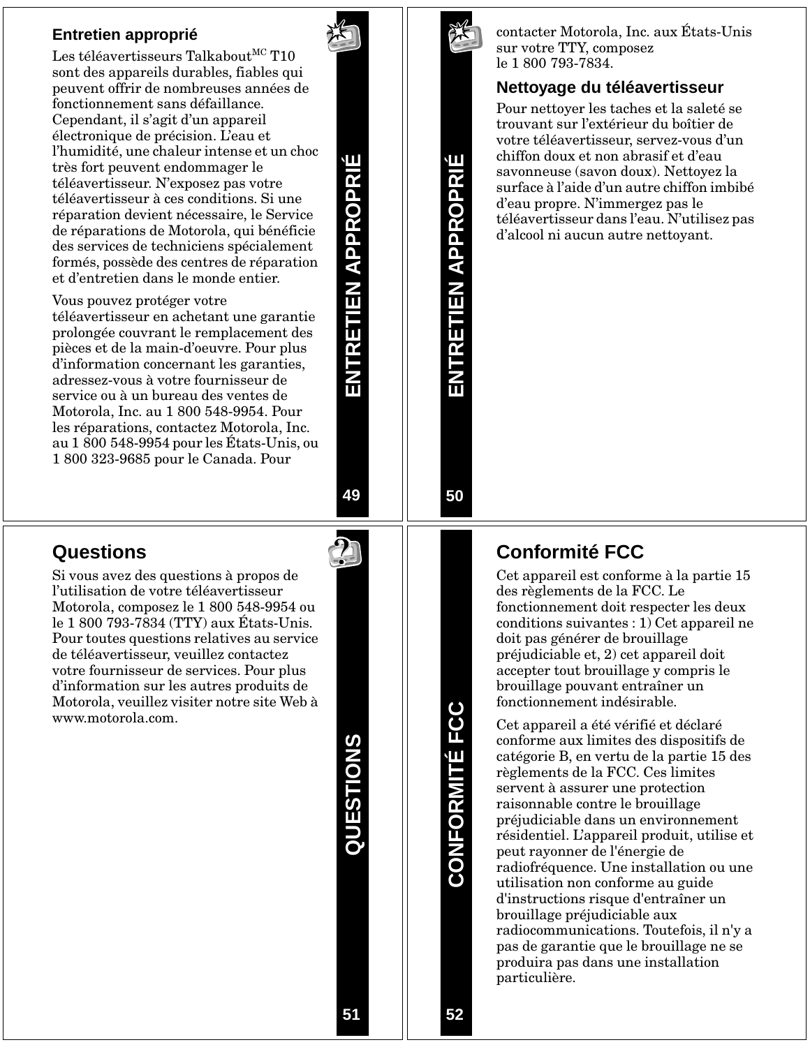## Entretien approprié

Les téléavertisseurs Talkabout[MC] T10 sont des appareils durables, fiables qui peuvent offrir de nombreuses années de fonctionnement sans défaillance. Cependant, il s'agit d'un appareil électronique de précision. L'eau et l'humidité, une chaleur intense et un choc très fort peuvent endommager le téléavertisseur. N'exposez pas votre téléavertisseur à ces conditions. Si une réparation devient nécessaire, le Service de réparations de Motorola, qui bénéficie des services de techniciens spécialement formés, possède des centres de réparation et d'entretien dans le monde entier.

Vous pouvez protéger votre téléavertisseur en achetant une garantie prolongée couvrant le remplacement des pièces et de la main-d'oeuvre. Pour plus d'information concernant les garanties, adressez-vous à votre fournisseur de service ou à un bureau des ventes de Motorola, Inc. au 1 800 548-9954. Pour les réparations, contactez Motorola, Inc. au 1 800 548-9954 pour les États-Unis, ou 1 800 323-9685 pour le Canada. Pour contacter Motorola, Inc. aux États-Unis sur votre TTY, composez le 1 800 793-7834.

### Nettoyage du téléavertisseur

Pour nettoyer les taches et la saleté se trouvant sur l'extérieur du boîtier de votre téléavertisseur, servez-vous d'un chiffon doux et non abrasif et d'eau savonneuse (savon doux). Nettoyez la surface à l'aide d'un autre chiffon imbibé d'eau propre. N'immergez pas le téléavertisseur dans l'eau. N'utilisez pas d'alcool ni aucun autre nettoyant.

## Questions

Si vous avez des questions à propos de l'utilisation de votre téléavertisseur Motorola, composez le 1 800 548-9954 ou le 1 800 793-7834 (TTY) aux États-Unis. Pour toutes questions relatives au service de téléavertisseur, veuillez contactez votre fournisseur de services. Pour plus d'information sur les autres produits de Motorola, veuillez visiter notre site Web à www.motorola.com.

## Conformité FCC

Cet appareil est conforme à la partie 15 des règlements de la FCC. Le fonctionnement doit respecter les deux conditions suivantes : 1) Cet appareil ne doit pas générer de brouillage préjudiciable et, 2) cet appareil doit accepter tout brouillage y compris le brouillage pouvant entraîner un fonctionnement indésirable.

Cet appareil a été vérifié et déclaré conforme aux limites des dispositifs de catégorie B, en vertu de la partie 15 des règlements de la FCC. Ces limites servent à assurer une protection raisonnable contre le brouillage préjudiciable dans un environnement résidentiel. L'appareil produit, utilise et peut rayonner de l'énergie de radiofréquence. Une installation ou une utilisation non conforme au guide d'instructions risque d'entraîner un brouillage préjudiciable aux radiocommunications. Toutefois, il n'y a pas de garantie que le brouillage ne se produira pas dans une installation particulière.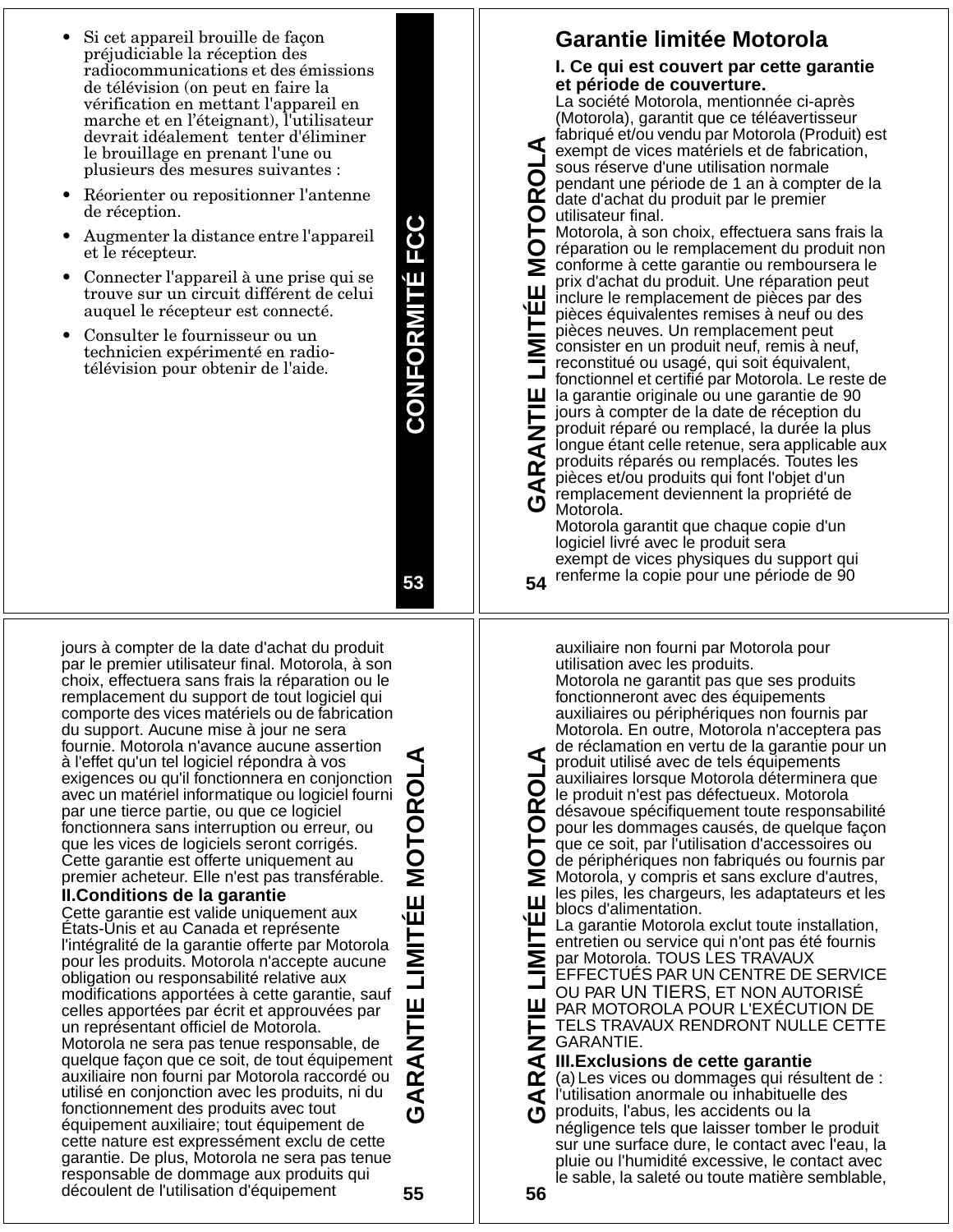- Si cet appareil brouille de façon préjudiciable la réception des radiocommunications et des émissions de télévision (on peut en faire la vérification en mettant l'appareil en marche et en l'éteignant), l'utilisateur devrait idéalement tenter d'éliminer le brouillage en prenant l'une ou plusieurs des mesures suivantes :
- Réorienter ou repositionner l'antenne de réception.
- Augmenter la distance entre l'appareil et le récepteur.
- Connecter l'appareil à une prise qui se trouve sur un circuit différent de celui auquel le récepteur est connecté.
- Consulter le fournisseur ou un technicien expérimenté en radio-télévision pour obtenir de l'aide.

## Garantie limitée Motorola

**I. Ce qui est couvert par cette garantie et période de couverture.**

La société Motorola, mentionnée ci-après (Motorola), garantit que ce téléavertisseur fabriqué et/ou vendu par Motorola (Produit) est exempt de vices matériels et de fabrication, sous réserve d'une utilisation normale pendant une période de 1 an à compter de la date d'achat du produit par le premier utilisateur final.

Motorola, à son choix, effectuera sans frais la réparation ou le remplacement du produit non conforme à cette garantie ou remboursera le prix d'achat du produit. Une réparation peut inclure le remplacement de pièces par des pièces équivalentes remises à neuf ou des pièces neuves. Un remplacement peut consister en un produit neuf, remis à neuf, reconstitué ou usagé, qui soit équivalent, fonctionnel et certifié par Motorola. Le reste de la garantie originale ou une garantie de 90 jours à compter de la date de réception du produit réparé ou remplacé, la durée la plus longue étant celle retenue, sera applicable aux produits réparés ou remplacés. Toutes les pièces et/ou produits qui font l'objet d'un remplacement deviennent la propriété de Motorola.

Motorola garantit que chaque copie d'un logiciel livré avec le produit sera exempt de vices physiques du support qui renferme la copie pour une période de 90 jours à compter de la date d'achat du produit par le premier utilisateur final. Motorola, à son choix, effectuera sans frais la réparation ou le remplacement du support de tout logiciel qui comporte des vices matériels ou de fabrication du support. Aucune mise à jour ne sera fournie. Motorola n'avance aucune assertion à l'effet qu'un tel logiciel répondra à vos exigences ou qu'il fonctionnera en conjonction avec un matériel informatique ou logiciel fourni par une tierce partie, ou que ce logiciel fonctionnera sans interruption ou erreur, ou que les vices de logiciels seront corrigés. Cette garantie est offerte uniquement au premier acheteur. Elle n'est pas transférable.

**II.Conditions de la garantie**

Cette garantie est valide uniquement aux États-Unis et au Canada et représente l'intégralité de la garantie offerte par Motorola pour les produits. Motorola n'accepte aucune obligation ou responsabilité relative aux modifications apportées à cette garantie, sauf celles apportées par écrit et approuvées par un représentant officiel de Motorola.

Motorola ne sera pas tenue responsable, de quelque façon que ce soit, de tout équipement auxiliaire non fourni par Motorola raccordé ou utilisé en conjonction avec les produits, ni du fonctionnement des produits avec tout équipement auxiliaire; tout équipement de cette nature est expressément exclu de cette garantie. De plus, Motorola ne sera pas tenue responsable de dommage aux produits qui découlent de l'utilisation d'équipement auxiliaire non fourni par Motorola pour utilisation avec les produits.

Motorola ne garantit pas que ses produits fonctionneront avec des équipements auxiliaires ou périphériques non fournis par Motorola. En outre, Motorola n'acceptera pas de réclamation en vertu de la garantie pour un produit utilisé avec de tels équipements auxiliaires lorsque Motorola déterminera que le produit n'est pas défectueux. Motorola désavoue spécifiquement toute responsabilité pour les dommages causés, de quelque façon que ce soit, par l'utilisation d'accessoires ou de périphériques non fabriqués ou fournis par Motorola, y compris et sans exclure d'autres, les piles, les chargeurs, les adaptateurs et les blocs d'alimentation.

La garantie Motorola exclut toute installation, entretien ou service qui n'ont pas été fournis par Motorola. TOUS LES TRAVAUX EFFECTUÉS PAR UN CENTRE DE SERVICE OU PAR UN TIERS, ET NON AUTORISÉ PAR MOTOROLA POUR L'EXÉCUTION DE TELS TRAVAUX RENDRONT NULLE CETTE GARANTIE.

**III.Exclusions de cette garantie**

(a) Les vices ou dommages qui résultent de : l'utilisation anormale ou inhabituelle des produits, l'abus, les accidents ou la négligence tels que laisser tomber le produit sur une surface dure, le contact avec l'eau, la pluie ou l'humidité excessive, le contact avec le sable, la saleté ou toute matière semblable,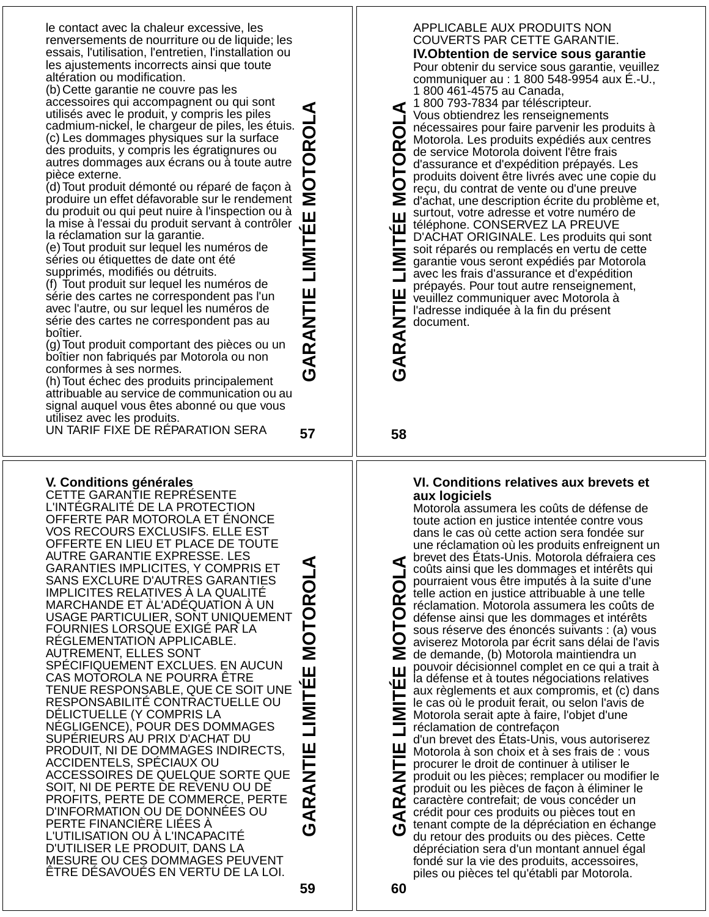le contact avec la chaleur excessive, les renversements de nourriture ou de liquide; les essais, l'utilisation, l'entretien, l'installation ou les ajustements incorrects ainsi que toute altération ou modification.

(b) Cette garantie ne couvre pas les accessoires qui accompagnent ou qui sont utilisés avec le produit, y compris les piles cadmium-nickel, le chargeur de piles, les étuis.

(c) Les dommages physiques sur la surface des produits, y compris les égratignures ou autres dommages aux écrans ou à toute autre pièce externe.

(d) Tout produit démonté ou réparé de façon à produire un effet défavorable sur le rendement du produit ou qui peut nuire à l'inspection ou à la mise à l'essai du produit servant à contrôler la réclamation sur la garantie.

(e) Tout produit sur lequel les numéros de séries ou étiquettes de date ont été supprimés, modifiés ou détruits.

(f) Tout produit sur lequel les numéros de série des cartes ne correspondent pas l'un avec l'autre, ou sur lequel les numéros de série des cartes ne correspondent pas au boîtier.

(g) Tout produit comportant des pièces ou un boîtier non fabriqués par Motorola ou non conformes à ses normes.

(h) Tout échec des produits principalement attribuable au service de communication ou au signal auquel vous êtes abonné ou que vous utilisez avec les produits.

UN TARIF FIXE DE RÉPARATION SERA APPLICABLE AUX PRODUITS NON COUVERTS PAR CETTE GARANTIE.

**IV.Obtention de service sous garantie**

Pour obtenir du service sous garantie, veuillez communiquer au : 1 800 548-9954 aux É.-U., 1 800 461-4575 au Canada, 1 800 793-7834 par téléscripteur.

Vous obtiendrez les renseignements nécessaires pour faire parvenir les produits à Motorola. Les produits expédiés aux centres de service Motorola doivent l'être frais d'assurance et d'expédition prépayés. Les produits doivent être livrés avec une copie du reçu, du contrat de vente ou d'une preuve d'achat, une description écrite du problème et, surtout, votre adresse et votre numéro de téléphone. CONSERVEZ LA PREUVE D'ACHAT ORIGINALE. Les produits qui sont soit réparés ou remplacés en vertu de cette garantie vous seront expédiés par Motorola avec les frais d'assurance et d'expédition prépayés. Pour tout autre renseignement, veuillez communiquer avec Motorola à l'adresse indiquée à la fin du présent document.

**V. Conditions générales**

CETTE GARANTIE REPRÉSENTE L'INTÉGRALITÉ DE LA PROTECTION OFFERTE PAR MOTOROLA ET ÉNONCE VOS RECOURS EXCLUSIFS. ELLE EST OFFERTE EN LIEU ET PLACE DE TOUTE AUTRE GARANTIE EXPRESSE. LES GARANTIES IMPLICITES, Y COMPRIS ET SANS EXCLURE D'AUTRES GARANTIES IMPLICITES RELATIVES À LA QUALITÉ MARCHANDE ET ÀL'ADÉQUATION À UN USAGE PARTICULIER, SONT UNIQUEMENT FOURNIES LORSQUE EXIGÉ PAR LA RÉGLEMENTATION APPLICABLE. AUTREMENT, ELLES SONT SPÉCIFIQUEMENT EXCLUES. EN AUCUN CAS MOTOROLA NE POURRA ÊTRE TENUE RESPONSABLE, QUE CE SOIT UNE RESPONSABILITÉ CONTRACTUELLE OU DÉLICTUELLE (Y COMPRIS LA NÉGLIGENCE), POUR DES DOMMAGES SUPÉRIEURS AU PRIX D'ACHAT DU PRODUIT, NI DE DOMMAGES INDIRECTS, ACCIDENTELS, SPÉCIAUX OU ACCESSOIRES DE QUELQUE SORTE QUE SOIT, NI DE PERTE DE REVENU OU DE PROFITS, PERTE DE COMMERCE, PERTE D'INFORMATION OU DE DONNÉES OU PERTE FINANCIÈRE LIÉES À L'UTILISATION OU À L'INCAPACITÉ D'UTILISER LE PRODUIT, DANS LA MESURE OU CES DOMMAGES PEUVENT ÊTRE DÉSAVOUÉS EN VERTU DE LA LOI.

**VI. Conditions relatives aux brevets et aux logiciels**

Motorola assumera les coûts de défense de toute action en justice intentée contre vous dans le cas où cette action sera fondée sur une réclamation où les produits enfreignent un brevet des États-Unis. Motorola défraiera ces coûts ainsi que les dommages et intérêts qui pourraient vous être imputés à la suite d'une telle action en justice attribuable à une telle réclamation. Motorola assumera les coûts de défense ainsi que les dommages et intérêts sous réserve des énoncés suivants : (a) vous aviserez Motorola par écrit sans délai de l'avis de demande, (b) Motorola maintiendra un pouvoir décisionnel complet en ce qui a trait à la défense et à toutes négociations relatives aux règlements et aux compromis, et (c) dans le cas où le produit ferait, ou selon l'avis de Motorola serait apte à faire, l'objet d'une réclamation de contrefaçon d'un brevet des États-Unis, vous autoriserez Motorola à son choix et à ses frais de : vous procurer le droit de continuer à utiliser le produit ou les pièces; remplacer ou modifier le produit ou les pièces de façon à éliminer le caractère contrefait; de vous concéder un crédit pour ces produits ou pièces tout en tenant compte de la dépréciation en échange du retour des produits ou des pièces. Cette dépréciation sera d'un montant annuel égal fondé sur la vie des produits, accessoires, piles ou pièces tel qu'établi par Motorola.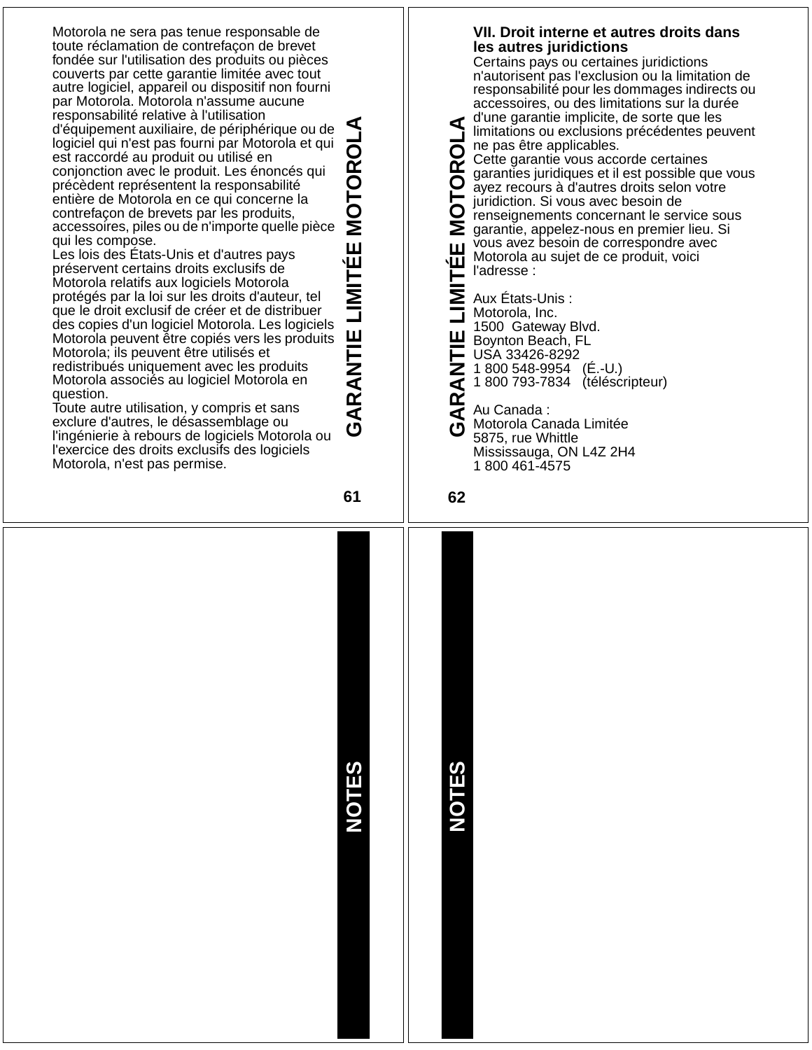Motorola ne sera pas tenue responsable de toute réclamation de contrefaçon de brevet fondée sur l'utilisation des produits ou pièces couverts par cette garantie limitée avec tout autre logiciel, appareil ou dispositif non fourni par Motorola. Motorola n'assume aucune responsabilité relative à l'utilisation d'équipement auxiliaire, de périphérique ou de logiciel qui n'est pas fourni par Motorola et qui est raccordé au produit ou utilisé en conjonction avec le produit. Les énoncés qui précèdent représentent la responsabilité entière de Motorola en ce qui concerne la contrefaçon de brevets par les produits, accessoires, piles ou de n'importe quelle pièce qui les compose.

Les lois des États-Unis et d'autres pays préservent certains droits exclusifs de Motorola relatifs aux logiciels Motorola protégés par la loi sur les droits d'auteur, tel que le droit exclusif de créer et de distribuer des copies d'un logiciel Motorola. Les logiciels Motorola peuvent être copiés vers les produits Motorola; ils peuvent être utilisés et redistribués uniquement avec les produits Motorola associés au logiciel Motorola en question.

Toute autre utilisation, y compris et sans exclure d'autres, le désassemblage ou l'ingénierie à rebours de logiciels Motorola ou l'exercice des droits exclusifs des logiciels Motorola, n'est pas permise.

**VII. Droit interne et autres droits dans les autres juridictions**

Certains pays ou certaines juridictions n'autorisent pas l'exclusion ou la limitation de responsabilité pour les dommages indirects ou accessoires, ou des limitations sur la durée d'une garantie implicite, de sorte que les limitations ou exclusions précédentes peuvent ne pas être applicables.

Cette garantie vous accorde certaines garanties juridiques et il est possible que vous ayez recours à d'autres droits selon votre juridiction. Si vous avec besoin de renseignements concernant le service sous garantie, appelez-nous en premier lieu. Si vous avez besoin de correspondre avec Motorola au sujet de ce produit, voici l'adresse :

Aux États-Unis :  
Motorola, Inc.  
1500 Gateway Blvd.  
Boynton Beach, FL  
USA 33426-8292  
1 800 548-9954 (É.-U.)  
1 800 793-7834 (téléscripteur)

Au Canada :  
Motorola Canada Limitée  
5875, rue Whittle  
Mississauga, ON L4Z 2H4  
1 800 461-4575

## NOTES

## NOTES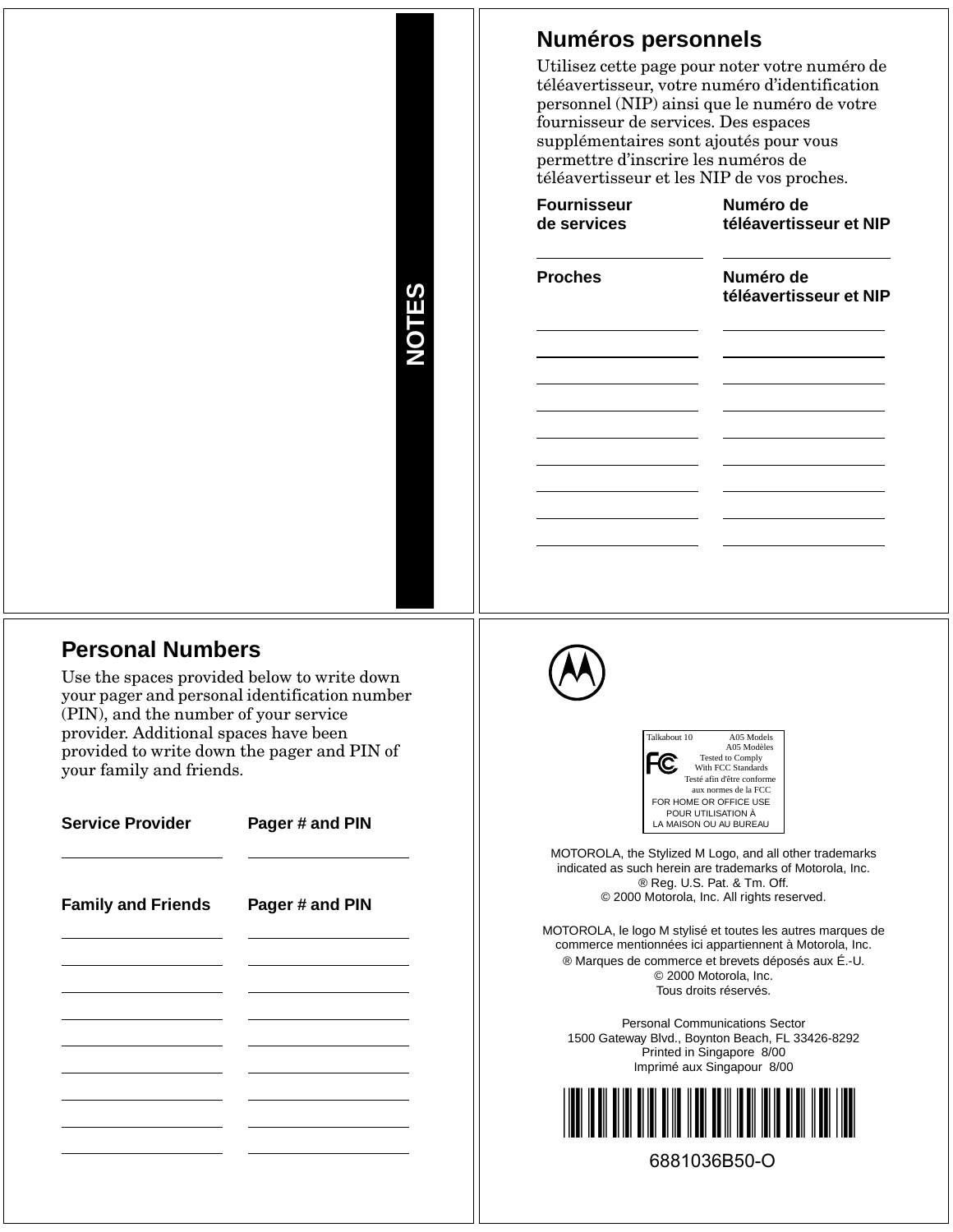NOTES

## Numéros personnels

Utilisez cette page pour noter votre numéro de téléavertisseur, votre numéro d’identification personnel (NIP) ainsi que le numéro de votre fournisseur de services. Des espaces supplémentaires sont ajoutés pour vous permettre d’inscrire les numéros de téléavertisseur et les NIP de vos proches.

| Fournisseur de services | Numéro de téléavertisseur et NIP |
| --- | --- |
| | |

| Proches | Numéro de téléavertisseur et NIP |
| --- | --- |
| | |
| | |
| | |
| | |
| | |
| | |
| | |
| | |
| | |

## Personal Numbers

Use the spaces provided below to write down your pager and personal identification number (PIN), and the number of your service provider. Additional spaces have been provided to write down the pager and PIN of your family and friends.

| Service Provider | Pager # and PIN |
| --- | --- |
| | |

| Family and Friends | Pager # and PIN |
| --- | --- |
| | |
| | |
| | |
| | |
| | |
| | |
| | |
| | |
| | |

Talkabout 10 A05 Models
A05 Modèles
Tested to Comply With FCC Standards
Testé afin d'être conforme aux normes de la FCC
FOR HOME OR OFFICE USE
POUR UTILISATION À LA MAISON OU AU BUREAU

MOTOROLA, the Stylized M Logo, and all other trademarks indicated as such herein are trademarks of Motorola, Inc.
® Reg. U.S. Pat. & Tm. Off.
© 2000 Motorola, Inc. All rights reserved.

MOTOROLA, le logo M stylisé et toutes les autres marques de commerce mentionnées ici appartiennent à Motorola, Inc.
® Marques de commerce et brevets déposés aux É.-U.
© 2000 Motorola, Inc.
Tous droits réservés.

Personal Communications Sector
1500 Gateway Blvd., Boynton Beach, FL 33426-8292
Printed in Singapore 8/00
Imprimé aux Singapour 8/00

6881036B50-O